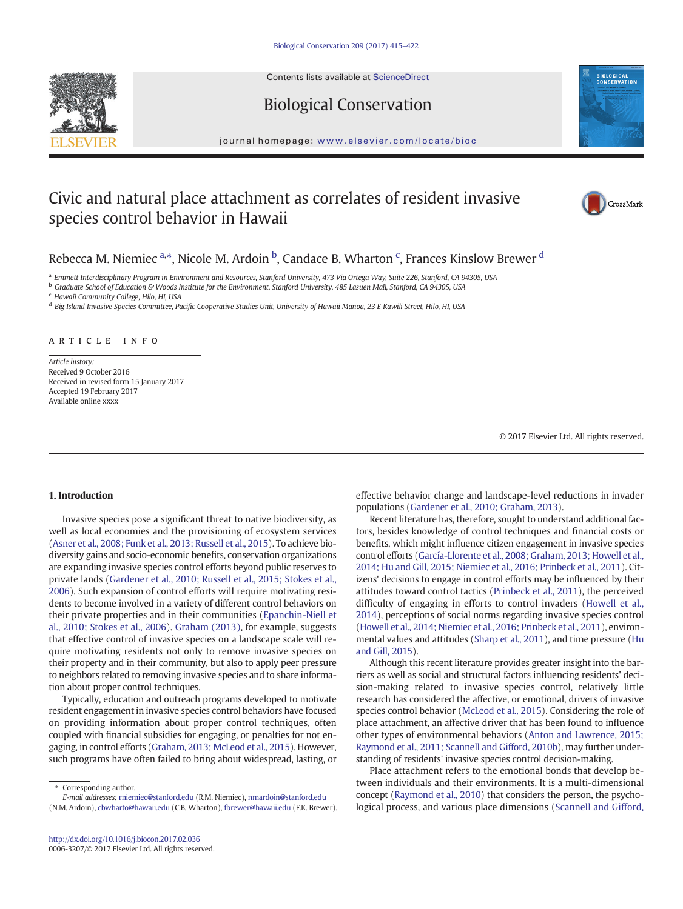# Civic and natural place attachment as correlates of resident invasive species control behavior in Hawaii

Rebecca M. Niemiec [a,*], Nicole M. Ardoin [b], Candace B. Wharton [c], Frances Kinslow Brewer [d]

[a] Emmett Interdisciplinary Program in Environment and Resources, Stanford University, 473 Via Ortega Way, Suite 226, Stanford, CA 94305, USA

[b] Graduate School of Education & Woods Institute for the Environment, Stanford University, 485 Lasuen Mall, Stanford, CA 94305, USA

[c] Hawaii Community College, Hilo, HI, USA

[d] Big Island Invasive Species Committee, Pacific Cooperative Studies Unit, University of Hawaii Manoa, 23 E Kawili Street, Hilo, HI, USA

ARTICLE INFO

*Article history:*
Received 9 October 2016
Received in revised form 15 January 2017
Accepted 19 February 2017
Available online xxxx

© 2017 Elsevier Ltd. All rights reserved.

## 1. Introduction

Invasive species pose a significant threat to native biodiversity, as well as local economies and the provisioning of ecosystem services (Asner et al., 2008; Funk et al., 2013; Russell et al., 2015). To achieve biodiversity gains and socio-economic benefits, conservation organizations are expanding invasive species control efforts beyond public reserves to private lands (Gardener et al., 2010; Russell et al., 2015; Stokes et al., 2006). Such expansion of control efforts will require motivating residents to become involved in a variety of different control behaviors on their private properties and in their communities (Epanchin-Niell et al., 2010; Stokes et al., 2006). Graham (2013), for example, suggests that effective control of invasive species on a landscape scale will require motivating residents not only to remove invasive species on their property and in their community, but also to apply peer pressure to neighbors related to removing invasive species and to share information about proper control techniques.

Typically, education and outreach programs developed to motivate resident engagement in invasive species control behaviors have focused on providing information about proper control techniques, often coupled with financial subsidies for engaging, or penalties for not engaging, in control efforts (Graham, 2013; McLeod et al., 2015). However, such programs have often failed to bring about widespread, lasting, or effective behavior change and landscape-level reductions in invader populations (Gardener et al., 2010; Graham, 2013).

Recent literature has, therefore, sought to understand additional factors, besides knowledge of control techniques and financial costs or benefits, which might influence citizen engagement in invasive species control efforts (García-Llorente et al., 2008; Graham, 2013; Howell et al., 2014; Hu and Gill, 2015; Niemiec et al., 2016; Prinbeck et al., 2011). Citizens' decisions to engage in control efforts may be influenced by their attitudes toward control tactics (Prinbeck et al., 2011), the perceived difficulty of engaging in efforts to control invaders (Howell et al., 2014), perceptions of social norms regarding invasive species control (Howell et al., 2014; Niemiec et al., 2016; Prinbeck et al., 2011), environmental values and attitudes (Sharp et al., 2011), and time pressure (Hu and Gill, 2015).

Although this recent literature provides greater insight into the barriers as well as social and structural factors influencing residents' decision-making related to invasive species control, relatively little research has considered the affective, or emotional, drivers of invasive species control behavior (McLeod et al., 2015). Considering the role of place attachment, an affective driver that has been found to influence other types of environmental behaviors (Anton and Lawrence, 2015; Raymond et al., 2011; Scannell and Gifford, 2010b), may further understanding of residents' invasive species control decision-making.

Place attachment refers to the emotional bonds that develop between individuals and their environments. It is a multi-dimensional concept (Raymond et al., 2010) that considers the person, the psychological process, and various place dimensions (Scannell and Gifford,

* Corresponding author.
*E-mail addresses:* rniemiec@stanford.edu (R.M. Niemiec), nmardoin@stanford.edu (N.M. Ardoin), cbwharto@hawaii.edu (C.B. Wharton), fbrewer@hawaii.edu (F.K. Brewer).

http://dx.doi.org/10.1016/j.biocon.2017.02.036
0006-3207/© 2017 Elsevier Ltd. All rights reserved.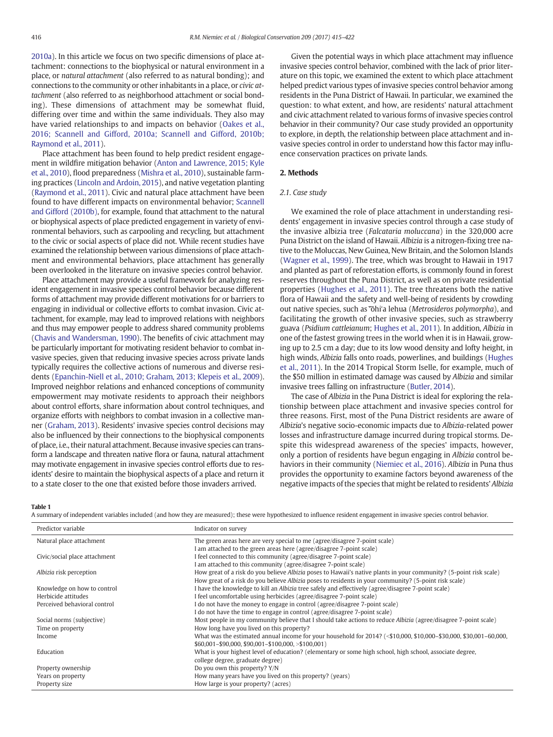2010a). In this article we focus on two specific dimensions of place attachment: connections to the biophysical or natural environment in a place, or *natural attachment* (also referred to as natural bonding); and connections to the community or other inhabitants in a place, or *civic attachment* (also referred to as neighborhood attachment or social bonding). These dimensions of attachment may be somewhat fluid, differing over time and within the same individuals. They also may have varied relationships to and impacts on behavior (Oakes et al., 2016; Scannell and Gifford, 2010a; Scannell and Gifford, 2010b; Raymond et al., 2011).

Place attachment has been found to help predict resident engagement in wildfire mitigation behavior (Anton and Lawrence, 2015; Kyle et al., 2010), flood preparedness (Mishra et al., 2010), sustainable farming practices (Lincoln and Ardoin, 2015), and native vegetation planting (Raymond et al., 2011). Civic and natural place attachment have been found to have different impacts on environmental behavior; Scannell and Gifford (2010b), for example, found that attachment to the natural or biophysical aspects of place predicted engagement in variety of environmental behaviors, such as carpooling and recycling, but attachment to the civic or social aspects of place did not. While recent studies have examined the relationship between various dimensions of place attachment and environmental behaviors, place attachment has generally been overlooked in the literature on invasive species control behavior.

Place attachment may provide a useful framework for analyzing resident engagement in invasive species control behavior because different forms of attachment may provide different motivations for or barriers to engaging in individual or collective efforts to combat invasion. Civic attachment, for example, may lead to improved relations with neighbors and thus may empower people to address shared community problems (Chavis and Wandersman, 1990). The benefits of civic attachment may be particularly important for motivating resident behavior to combat invasive species, given that reducing invasive species across private lands typically requires the collective actions of numerous and diverse residents (Epanchin-Niell et al., 2010; Graham, 2013; Klepeis et al., 2009). Improved neighbor relations and enhanced conceptions of community empowerment may motivate residents to approach their neighbors about control efforts, share information about control techniques, and organize efforts with neighbors to combat invasion in a collective manner (Graham, 2013). Residents' invasive species control decisions may also be influenced by their connections to the biophysical components of place, i.e., their natural attachment. Because invasive species can transform a landscape and threaten native flora or fauna, natural attachment may motivate engagement in invasive species control efforts due to residents' desire to maintain the biophysical aspects of a place and return it to a state closer to the one that existed before those invaders arrived.

Given the potential ways in which place attachment may influence invasive species control behavior, combined with the lack of prior literature on this topic, we examined the extent to which place attachment helped predict various types of invasive species control behavior among residents in the Puna District of Hawaii. In particular, we examined the question: to what extent, and how, are residents' natural attachment and civic attachment related to various forms of invasive species control behavior in their community? Our case study provided an opportunity to explore, in depth, the relationship between place attachment and invasive species control in order to understand how this factor may influence conservation practices on private lands.

## 2. Methods

### 2.1. Case study

We examined the role of place attachment in understanding residents' engagement in invasive species control through a case study of the invasive albizia tree (*Falcataria moluccana*) in the 320,000 acre Puna District on the island of Hawaii. *Albizia* is a nitrogen-fixing tree native to the Moluccas, New Guinea, New Britain, and the Solomon Islands (Wagner et al., 1999). The tree, which was brought to Hawaii in 1917 and planted as part of reforestation efforts, is commonly found in forest reserves throughout the Puna District, as well as on private residential properties (Hughes et al., 2011). The tree threatens both the native flora of Hawaii and the safety and well-being of residents by crowding out native species, such as ʻōhiʻa lehua (*Metrosideros polymorpha*), and facilitating the growth of other invasive species, such as strawberry guava (*Psidium cattleianum*; Hughes et al., 2011). In addition, *Albizia* in one of the fastest growing trees in the world when it is in Hawaii, growing up to 2.5 cm a day; due to its low wood density and lofty height, in high winds, *Albizia* falls onto roads, powerlines, and buildings (Hughes et al., 2011). In the 2014 Tropical Storm Iselle, for example, much of the $50 million in estimated damage was caused by *Albizia* and similar invasive trees falling on infrastructure (Butler, 2014).

The case of *Albizia* in the Puna District is ideal for exploring the relationship between place attachment and invasive species control for three reasons. First, most of the Puna District residents are aware of *Albizia*'s negative socio-economic impacts due to *Albizia*-related power losses and infrastructure damage incurred during tropical storms. Despite this widespread awareness of the species' impacts, however, only a portion of residents have begun engaging in *Albizia* control behaviors in their community (Niemiec et al., 2016). *Albizia* in Puna thus provides the opportunity to examine factors beyond awareness of the negative impacts of the species that might be related to residents' *Albizia*

**Table 1**
A summary of independent variables included (and how they are measured); these were hypothesized to influence resident engagement in invasive species control behavior.

| Predictor variable | Indicator on survey |
|---|---|
| Natural place attachment | The green areas here are very special to me (agree/disagree 7-point scale)<br>I am attached to the green areas here (agree/disagree 7-point scale) |
| Civic/social place attachment | I feel connected to this community (agree/disagree 7-point scale)<br>I am attached to this community (agree/disagree 7-point scale) |
| *Albizia* risk perception | How great of a risk do you believe *Albizia* poses to Hawaii's native plants in your community? (5-point risk scale)<br>How great of a risk do you believe *Albizia* poses to residents in your community? (5-point risk scale) |
| Knowledge on how to control | I have the knowledge to kill an *Albizia* tree safely and effectively (agree/disagree 7-point scale) |
| Herbicide attitudes | I feel uncomfortable using herbicides (agree/disagree 7-point scale) |
| Perceived behavioral control | I do not have the money to engage in control (agree/disagree 7-point scale)<br>I do not have the time to engage in control (agree/disagree 7-point scale) |
| Social norms (subjective) | Most people in my community believe that I should take actions to reduce *Albizia* (agree/disagree 7-point scale) |
| Time on property | How long have you lived on this property? |
| Income | What was the estimated annual income for your household for 2014? (<$10,000, $10,000–$30,000, $30,001–60,000, $60,001–$90,000, $90,001–$100,000, >$100,001) |
| Education | What is your highest level of education? (elementary or some high school, high school, associate degree, college degree, graduate degree) |
| Property ownership | Do you own this property? Y/N |
| Years on property | How many years have you lived on this property? (years) |
| Property size | How large is your property? (acres) |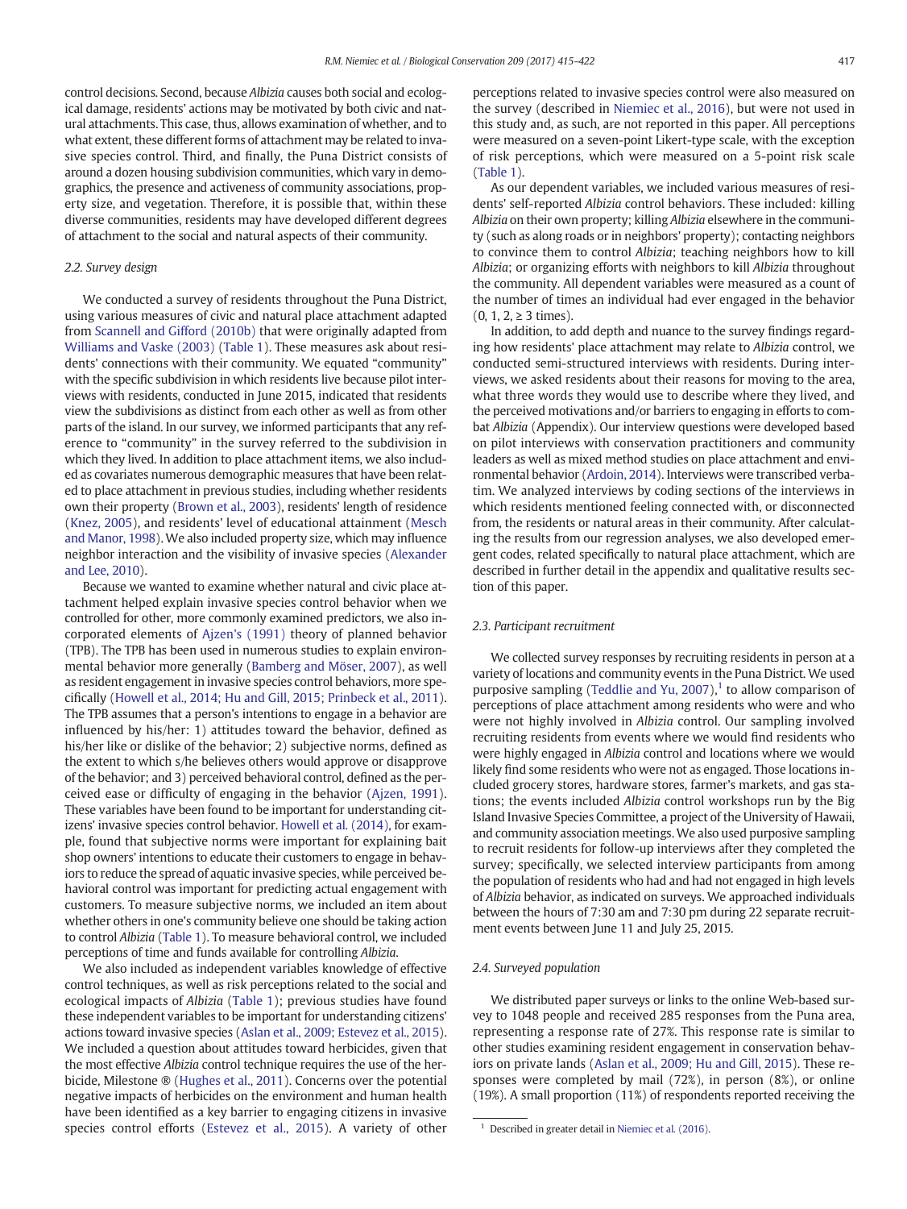control decisions. Second, because *Albizia* causes both social and ecological damage, residents' actions may be motivated by both civic and natural attachments. This case, thus, allows examination of whether, and to what extent, these different forms of attachment may be related to invasive species control. Third, and finally, the Puna District consists of around a dozen housing subdivision communities, which vary in demographics, the presence and activeness of community associations, property size, and vegetation. Therefore, it is possible that, within these diverse communities, residents may have developed different degrees of attachment to the social and natural aspects of their community.

### 2.2. Survey design

We conducted a survey of residents throughout the Puna District, using various measures of civic and natural place attachment adapted from Scannell and Gifford (2010b) that were originally adapted from Williams and Vaske (2003) (Table 1). These measures ask about residents' connections with their community. We equated "community" with the specific subdivision in which residents live because pilot interviews with residents, conducted in June 2015, indicated that residents view the subdivisions as distinct from each other as well as from other parts of the island. In our survey, we informed participants that any reference to "community" in the survey referred to the subdivision in which they lived. In addition to place attachment items, we also included as covariates numerous demographic measures that have been related to place attachment in previous studies, including whether residents own their property (Brown et al., 2003), residents' length of residence (Knez, 2005), and residents' level of educational attainment (Mesch and Manor, 1998). We also included property size, which may influence neighbor interaction and the visibility of invasive species (Alexander and Lee, 2010).

Because we wanted to examine whether natural and civic place attachment helped explain invasive species control behavior when we controlled for other, more commonly examined predictors, we also incorporated elements of Ajzen's (1991) theory of planned behavior (TPB). The TPB has been used in numerous studies to explain environmental behavior more generally (Bamberg and Möser, 2007), as well as resident engagement in invasive species control behaviors, more specifically (Howell et al., 2014; Hu and Gill, 2015; Prinbeck et al., 2011). The TPB assumes that a person's intentions to engage in a behavior are influenced by his/her: 1) attitudes toward the behavior, defined as his/her like or dislike of the behavior; 2) subjective norms, defined as the extent to which s/he believes others would approve or disapprove of the behavior; and 3) perceived behavioral control, defined as the perceived ease or difficulty of engaging in the behavior (Ajzen, 1991). These variables have been found to be important for understanding citizens' invasive species control behavior. Howell et al. (2014), for example, found that subjective norms were important for explaining bait shop owners' intentions to educate their customers to engage in behaviors to reduce the spread of aquatic invasive species, while perceived behavioral control was important for predicting actual engagement with customers. To measure subjective norms, we included an item about whether others in one's community believe one should be taking action to control *Albizia* (Table 1). To measure behavioral control, we included perceptions of time and funds available for controlling *Albizia*.

We also included as independent variables knowledge of effective control techniques, as well as risk perceptions related to the social and ecological impacts of *Albizia* (Table 1); previous studies have found these independent variables to be important for understanding citizens' actions toward invasive species (Aslan et al., 2009; Estevez et al., 2015). We included a question about attitudes toward herbicides, given that the most effective *Albizia* control technique requires the use of the herbicide, Milestone ® (Hughes et al., 2011). Concerns over the potential negative impacts of herbicides on the environment and human health have been identified as a key barrier to engaging citizens in invasive species control efforts (Estevez et al., 2015). A variety of other perceptions related to invasive species control were also measured on the survey (described in Niemiec et al., 2016), but were not used in this study and, as such, are not reported in this paper. All perceptions were measured on a seven-point Likert-type scale, with the exception of risk perceptions, which were measured on a 5-point risk scale (Table 1).

As our dependent variables, we included various measures of residents' self-reported *Albizia* control behaviors. These included: killing *Albizia* on their own property; killing *Albizia* elsewhere in the community (such as along roads or in neighbors' property); contacting neighbors to convince them to control *Albizia*; teaching neighbors how to kill *Albizia*; or organizing efforts with neighbors to kill *Albizia* throughout the community. All dependent variables were measured as a count of the number of times an individual had ever engaged in the behavior (0, 1, 2, ≥ 3 times).

In addition, to add depth and nuance to the survey findings regarding how residents' place attachment may relate to *Albizia* control, we conducted semi-structured interviews with residents. During interviews, we asked residents about their reasons for moving to the area, what three words they would use to describe where they lived, and the perceived motivations and/or barriers to engaging in efforts to combat *Albizia* (Appendix). Our interview questions were developed based on pilot interviews with conservation practitioners and community leaders as well as mixed method studies on place attachment and environmental behavior (Ardoin, 2014). Interviews were transcribed verbatim. We analyzed interviews by coding sections of the interviews in which residents mentioned feeling connected with, or disconnected from, the residents or natural areas in their community. After calculating the results from our regression analyses, we also developed emergent codes, related specifically to natural place attachment, which are described in further detail in the appendix and qualitative results section of this paper.

### 2.3. Participant recruitment

We collected survey responses by recruiting residents in person at a variety of locations and community events in the Puna District. We used purposive sampling (Teddlie and Yu, 2007),[1] to allow comparison of perceptions of place attachment among residents who were and who were not highly involved in *Albizia* control. Our sampling involved recruiting residents from events where we would find residents who were highly engaged in *Albizia* control and locations where we would likely find some residents who were not as engaged. Those locations included grocery stores, hardware stores, farmer's markets, and gas stations; the events included *Albizia* control workshops run by the Big Island Invasive Species Committee, a project of the University of Hawaii, and community association meetings. We also used purposive sampling to recruit residents for follow-up interviews after they completed the survey; specifically, we selected interview participants from among the population of residents who had and had not engaged in high levels of *Albizia* behavior, as indicated on surveys. We approached individuals between the hours of 7:30 am and 7:30 pm during 22 separate recruitment events between June 11 and July 25, 2015.

### 2.4. Surveyed population

We distributed paper surveys or links to the online Web-based survey to 1048 people and received 285 responses from the Puna area, representing a response rate of 27%. This response rate is similar to other studies examining resident engagement in conservation behaviors on private lands (Aslan et al., 2009; Hu and Gill, 2015). These responses were completed by mail (72%), in person (8%), or online (19%). A small proportion (11%) of respondents reported receiving the

[1] Described in greater detail in Niemiec et al. (2016).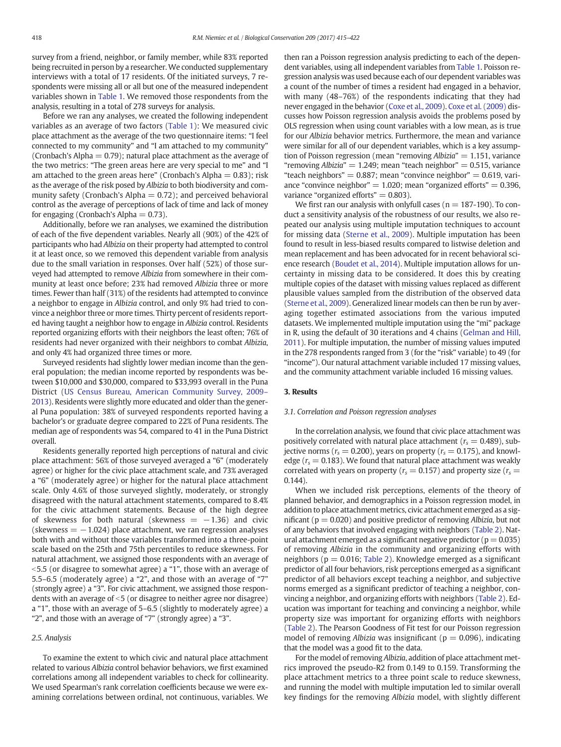survey from a friend, neighbor, or family member, while 83% reported being recruited in person by a researcher. We conducted supplementary interviews with a total of 17 residents. Of the initiated surveys, 7 respondents were missing all or all but one of the measured independent variables shown in Table 1. We removed those respondents from the analysis, resulting in a total of 278 surveys for analysis.

Before we ran any analyses, we created the following independent variables as an average of two factors (Table 1): We measured civic place attachment as the average of the two questionnaire items: "I feel connected to my community" and "I am attached to my community" (Cronbach's Alpha = 0.79); natural place attachment as the average of the two metrics: "The green areas here are very special to me" and "I am attached to the green areas here" (Cronbach's Alpha = 0.83); risk as the average of the risk posed by *Albizia* to both biodiversity and community safety (Cronbach's Alpha = 0.72); and perceived behavioral control as the average of perceptions of lack of time and lack of money for engaging (Cronbach's Alpha = 0.73).

Additionally, before we ran analyses, we examined the distribution of each of the five dependent variables. Nearly all (90%) of the 42% of participants who had *Albizia* on their property had attempted to control it at least once, so we removed this dependent variable from analysis due to the small variation in responses. Over half (52%) of those surveyed had attempted to remove *Albizia* from somewhere in their community at least once before; 23% had removed *Albizia* three or more times. Fewer than half (31%) of the residents had attempted to convince a neighbor to engage in *Albizia* control, and only 9% had tried to convince a neighbor three or more times. Thirty percent of residents reported having taught a neighbor how to engage in *Albizia* control. Residents reported organizing efforts with their neighbors the least often; 76% of residents had never organized with their neighbors to combat *Albizia*, and only 4% had organized three times or more.

Surveyed residents had slightly lower median income than the general population; the median income reported by respondents was between \$10,000 and \$30,000, compared to \$33,993 overall in the Puna District (US Census Bureau, American Community Survey, 2009–2013). Residents were slightly more educated and older than the general Puna population: 38% of surveyed respondents reported having a bachelor's or graduate degree compared to 22% of Puna residents. The median age of respondents was 54, compared to 41 in the Puna District overall.

Residents generally reported high perceptions of natural and civic place attachment: 56% of those surveyed averaged a "6" (moderately agree) or higher for the civic place attachment scale, and 73% averaged a "6" (moderately agree) or higher for the natural place attachment scale. Only 4.6% of those surveyed slightly, moderately, or strongly disagreed with the natural attachment statements, compared to 8.4% for the civic attachment statements. Because of the high degree of skewness for both natural (skewness = −1.36) and civic (skewness = −1.024) place attachment, we ran regression analyses both with and without those variables transformed into a three-point scale based on the 25th and 75th percentiles to reduce skewness. For natural attachment, we assigned those respondents with an average of <5.5 (or disagree to somewhat agree) a "1", those with an average of 5.5–6.5 (moderately agree) a "2", and those with an average of "7" (strongly agree) a "3". For civic attachment, we assigned those respondents with an average of <5 (or disagree to neither agree nor disagree) a "1", those with an average of 5–6.5 (slightly to moderately agree) a "2", and those with an average of "7" (strongly agree) a "3".

### 2.5. Analysis

To examine the extent to which civic and natural place attachment related to various *Albizia* control behavior behaviors, we first examined correlations among all independent variables to check for collinearity. We used Spearman's rank correlation coefficients because we were examining correlations between ordinal, not continuous, variables. We then ran a Poisson regression analysis predicting to each of the dependent variables, using all independent variables from Table 1. Poisson regression analysis was used because each of our dependent variables was a count of the number of times a resident had engaged in a behavior, with many (48–76%) of the respondents indicating that they had never engaged in the behavior (Coxe et al., 2009). Coxe et al. (2009) discusses how Poisson regression analysis avoids the problems posed by OLS regression when using count variables with a low mean, as is true for our *Albizia* behavior metrics. Furthermore, the mean and variance were similar for all of our dependent variables, which is a key assumption of Poisson regression (mean "removing *Albizia*" = 1.151, variance "removing *Albizia*" = 1.249; mean "teach neighbor" = 0.515, variance "teach neighbors" = 0.887; mean "convince neighbor" = 0.619, variance "convince neighbor" = 1.020; mean "organized efforts" = 0.396, variance "organized efforts" = 0.803).

We first ran our analysis with onlyfull cases (n = 187-190). To conduct a sensitivity analysis of the robustness of our results, we also repeated our analysis using multiple imputation techniques to account for missing data (Sterne et al., 2009). Multiple imputation has been found to result in less-biased results compared to listwise deletion and mean replacement and has been advocated for in recent behavioral science research (Boudet et al., 2014). Multiple imputation allows for uncertainty in missing data to be considered. It does this by creating multiple copies of the dataset with missing values replaced as different plausible values sampled from the distribution of the observed data (Sterne et al., 2009). Generalized linear models can then be run by averaging together estimated associations from the various imputed datasets. We implemented multiple imputation using the "mi" package in R, using the default of 30 iterations and 4 chains (Gelman and Hill, 2011). For multiple imputation, the number of missing values imputed in the 278 respondents ranged from 3 (for the "risk" variable) to 49 (for "income"). Our natural attachment variable included 17 missing values, and the community attachment variable included 16 missing values.

## 3. Results

### 3.1. Correlation and Poisson regression analyses

In the correlation analysis, we found that civic place attachment was positively correlated with natural place attachment ($r_s = 0.489$), subjective norms ($r_s = 0.200$), years on property ($r_s = 0.175$), and knowledge ($r_s = 0.183$). We found that natural place attachment was weakly correlated with years on property ($r_s = 0.157$) and property size ($r_s = 0.144$).

When we included risk perceptions, elements of the theory of planned behavior, and demographics in a Poisson regression model, in addition to place attachment metrics, civic attachment emerged as a significant ($p = 0.020$) and positive predictor of removing *Albizia*, but not of any behaviors that involved engaging with neighbors (Table 2). Natural attachment emerged as a significant negative predictor ($p = 0.035$) of removing *Albizia* in the community and organizing efforts with neighbors ($p = 0.016$; Table 2). Knowledge emerged as a significant predictor of all four behaviors, risk perceptions emerged as a significant predictor of all behaviors except teaching a neighbor, and subjective norms emerged as a significant predictor of teaching a neighbor, convincing a neighbor, and organizing efforts with neighbors (Table 2). Education was important for teaching and convincing a neighbor, while property size was important for organizing efforts with neighbors (Table 2). The Pearson Goodness of Fit test for our Poisson regression model of removing *Albizia* was insignificant ($p = 0.096$), indicating that the model was a good fit to the data.

For the model of removing *Albizia*, addition of place attachment metrics improved the pseudo-R2 from 0.149 to 0.159. Transforming the place attachment metrics to a three point scale to reduce skewness, and running the model with multiple imputation led to similar overall key findings for the removing *Albizia* model, with slightly different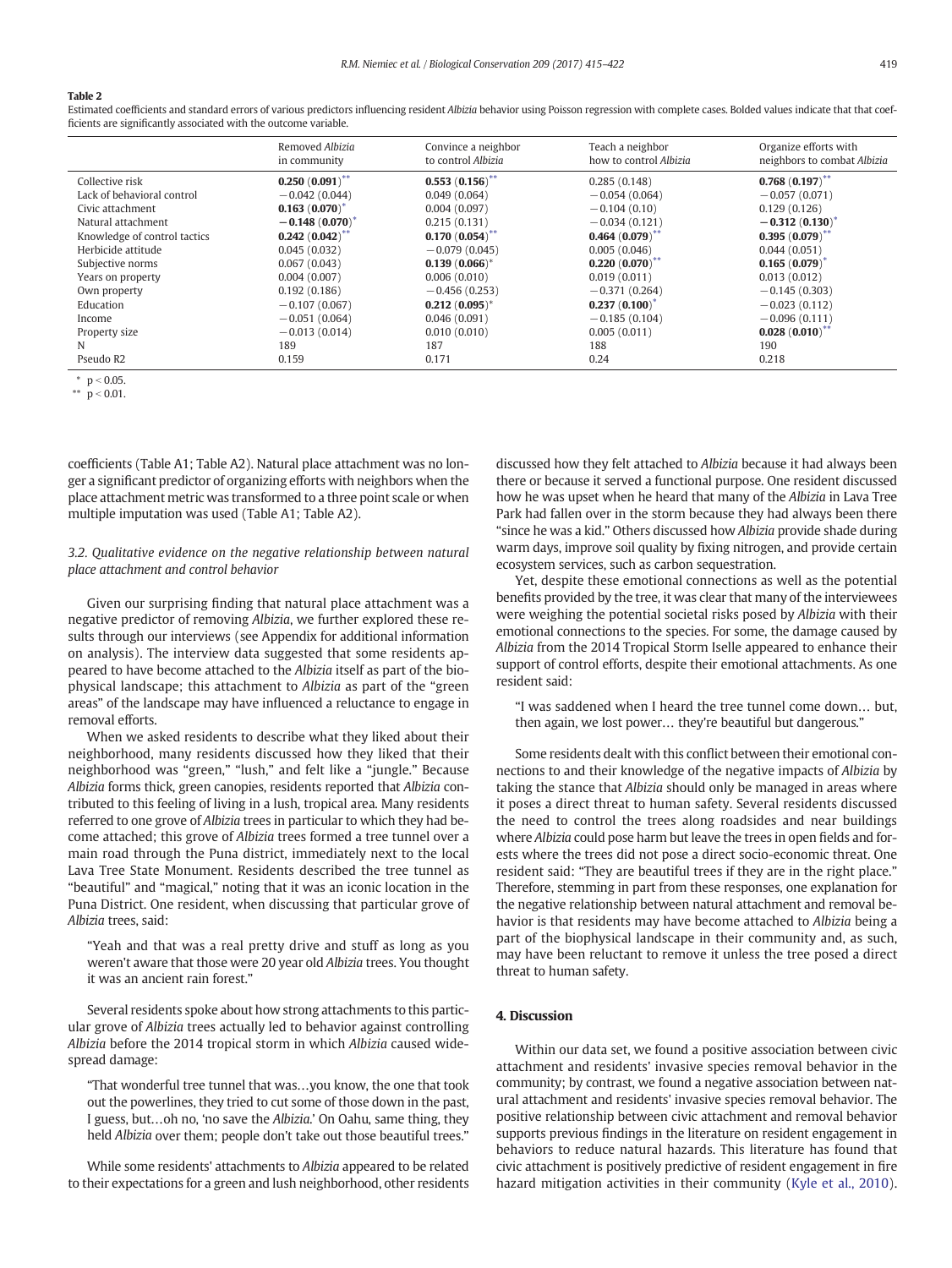**Table 2**

Estimated coefficients and standard errors of various predictors influencing resident *Albizia* behavior using Poisson regression with complete cases. Bolded values indicate that that coefficients are significantly associated with the outcome variable.

| | Removed *Albizia* in community | Convince a neighbor to control *Albizia* | Teach a neighbor how to control *Albizia* | Organize efforts with neighbors to combat *Albizia* |
|---|---|---|---|---|
| Collective risk | **0.250 (0.091)**** | **0.553 (0.156)**** | 0.285 (0.148) | **0.768 (0.197)**** |
| Lack of behavioral control | −0.042 (0.044) | 0.049 (0.064) | −0.054 (0.064) | −0.057 (0.071) |
| Civic attachment | **0.163 (0.070)*** | 0.004 (0.097) | −0.104 (0.10) | 0.129 (0.126) |
| Natural attachment | **−0.148 (0.070)*** | 0.215 (0.131) | −0.034 (0.121) | **−0.312 (0.130)*** |
| Knowledge of control tactics | **0.242 (0.042)**** | **0.170 (0.054)**** | **0.464 (0.079)**** | **0.395 (0.079)**** |
| Herbicide attitude | 0.045 (0.032) | −0.079 (0.045) | 0.005 (0.046) | 0.044 (0.051) |
| Subjective norms | 0.067 (0.043) | **0.139 (0.066)*** | **0.220 (0.070)**** | **0.165 (0.079)*** |
| Years on property | 0.004 (0.007) | 0.006 (0.010) | 0.019 (0.011) | 0.013 (0.012) |
| Own property | 0.192 (0.186) | −0.456 (0.253) | −0.371 (0.264) | −0.145 (0.303) |
| Education | −0.107 (0.067) | **0.212 (0.095)*** | **0.237 (0.100)*** | −0.023 (0.112) |
| Income | −0.051 (0.064) | 0.046 (0.091) | −0.185 (0.104) | −0.096 (0.111) |
| Property size | −0.013 (0.014) | 0.010 (0.010) | 0.005 (0.011) | **0.028 (0.010)**** |
| N | 189 | 187 | 188 | 190 |
| Pseudo R2 | 0.159 | 0.171 | 0.24 | 0.218 |

\* $p < 0.05$.
\*\* $p < 0.01$.

coefficients (Table A1; Table A2). Natural place attachment was no longer a significant predictor of organizing efforts with neighbors when the place attachment metric was transformed to a three point scale or when multiple imputation was used (Table A1; Table A2).

### 3.2. Qualitative evidence on the negative relationship between natural place attachment and control behavior

Given our surprising finding that natural place attachment was a negative predictor of removing *Albizia*, we further explored these results through our interviews (see Appendix for additional information on analysis). The interview data suggested that some residents appeared to have become attached to the *Albizia* itself as part of the biophysical landscape; this attachment to *Albizia* as part of the "green areas" of the landscape may have influenced a reluctance to engage in removal efforts.

When we asked residents to describe what they liked about their neighborhood, many residents discussed how they liked that their neighborhood was "green," "lush," and felt like a "jungle." Because *Albizia* forms thick, green canopies, residents reported that *Albizia* contributed to this feeling of living in a lush, tropical area. Many residents referred to one grove of *Albizia* trees in particular to which they had become attached; this grove of *Albizia* trees formed a tree tunnel over a main road through the Puna district, immediately next to the local Lava Tree State Monument. Residents described the tree tunnel as "beautiful" and "magical," noting that it was an iconic location in the Puna District. One resident, when discussing that particular grove of *Albizia* trees, said:

> "Yeah and that was a real pretty drive and stuff as long as you weren't aware that those were 20 year old *Albizia* trees. You thought it was an ancient rain forest."

Several residents spoke about how strong attachments to this particular grove of *Albizia* trees actually led to behavior against controlling *Albizia* before the 2014 tropical storm in which *Albizia* caused widespread damage:

> "That wonderful tree tunnel that was…you know, the one that took out the powerlines, they tried to cut some of those down in the past, I guess, but…oh no, 'no save the *Albizia*.' On Oahu, same thing, they held *Albizia* over them; people don't take out those beautiful trees."

While some residents' attachments to *Albizia* appeared to be related to their expectations for a green and lush neighborhood, other residents discussed how they felt attached to *Albizia* because it had always been there or because it served a functional purpose. One resident discussed how he was upset when he heard that many of the *Albizia* in Lava Tree Park had fallen over in the storm because they had always been there "since he was a kid." Others discussed how *Albizia* provide shade during warm days, improve soil quality by fixing nitrogen, and provide certain ecosystem services, such as carbon sequestration.

Yet, despite these emotional connections as well as the potential benefits provided by the tree, it was clear that many of the interviewees were weighing the potential societal risks posed by *Albizia* with their emotional connections to the species. For some, the damage caused by *Albizia* from the 2014 Tropical Storm Iselle appeared to enhance their support of control efforts, despite their emotional attachments. As one resident said:

> "I was saddened when I heard the tree tunnel come down… but, then again, we lost power… they're beautiful but dangerous."

Some residents dealt with this conflict between their emotional connections to and their knowledge of the negative impacts of *Albizia* by taking the stance that *Albizia* should only be managed in areas where it poses a direct threat to human safety. Several residents discussed the need to control the trees along roadsides and near buildings where *Albizia* could pose harm but leave the trees in open fields and forests where the trees did not pose a direct socio-economic threat. One resident said: "They are beautiful trees if they are in the right place." Therefore, stemming in part from these responses, one explanation for the negative relationship between natural attachment and removal behavior is that residents may have become attached to *Albizia* being a part of the biophysical landscape in their community and, as such, may have been reluctant to remove it unless the tree posed a direct threat to human safety.

## 4. Discussion

Within our data set, we found a positive association between civic attachment and residents' invasive species removal behavior in the community; by contrast, we found a negative association between natural attachment and residents' invasive species removal behavior. The positive relationship between civic attachment and removal behavior supports previous findings in the literature on resident engagement in behaviors to reduce natural hazards. This literature has found that civic attachment is positively predictive of resident engagement in fire hazard mitigation activities in their community (Kyle et al., 2010).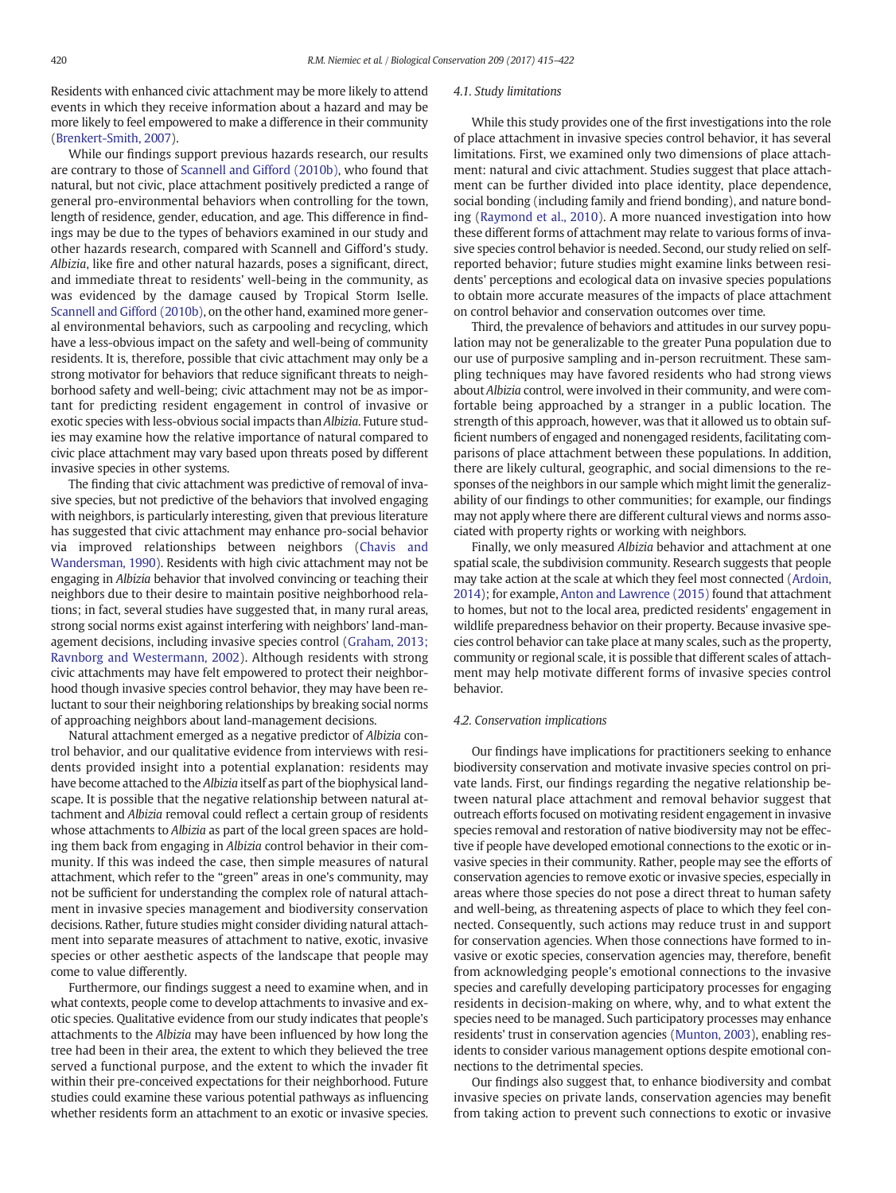Residents with enhanced civic attachment may be more likely to attend events in which they receive information about a hazard and may be more likely to feel empowered to make a difference in their community (Brenkert-Smith, 2007).

While our findings support previous hazards research, our results are contrary to those of Scannell and Gifford (2010b), who found that natural, but not civic, place attachment positively predicted a range of general pro-environmental behaviors when controlling for the town, length of residence, gender, education, and age. This difference in findings may be due to the types of behaviors examined in our study and other hazards research, compared with Scannell and Gifford's study. *Albizia*, like fire and other natural hazards, poses a significant, direct, and immediate threat to residents' well-being in the community, as was evidenced by the damage caused by Tropical Storm Iselle. Scannell and Gifford (2010b), on the other hand, examined more general environmental behaviors, such as carpooling and recycling, which have a less-obvious impact on the safety and well-being of community residents. It is, therefore, possible that civic attachment may only be a strong motivator for behaviors that reduce significant threats to neighborhood safety and well-being; civic attachment may not be as important for predicting resident engagement in control of invasive or exotic species with less-obvious social impacts than *Albizia*. Future studies may examine how the relative importance of natural compared to civic place attachment may vary based upon threats posed by different invasive species in other systems.

The finding that civic attachment was predictive of removal of invasive species, but not predictive of the behaviors that involved engaging with neighbors, is particularly interesting, given that previous literature has suggested that civic attachment may enhance pro-social behavior via improved relationships between neighbors (Chavis and Wandersman, 1990). Residents with high civic attachment may not be engaging in *Albizia* behavior that involved convincing or teaching their neighbors due to their desire to maintain positive neighborhood relations; in fact, several studies have suggested that, in many rural areas, strong social norms exist against interfering with neighbors' land-management decisions, including invasive species control (Graham, 2013; Ravnborg and Westermann, 2002). Although residents with strong civic attachments may have felt empowered to protect their neighborhood though invasive species control behavior, they may have been reluctant to sour their neighboring relationships by breaking social norms of approaching neighbors about land-management decisions.

Natural attachment emerged as a negative predictor of *Albizia* control behavior, and our qualitative evidence from interviews with residents provided insight into a potential explanation: residents may have become attached to the *Albizia* itself as part of the biophysical landscape. It is possible that the negative relationship between natural attachment and *Albizia* removal could reflect a certain group of residents whose attachments to *Albizia* as part of the local green spaces are holding them back from engaging in *Albizia* control behavior in their community. If this was indeed the case, then simple measures of natural attachment, which refer to the "green" areas in one's community, may not be sufficient for understanding the complex role of natural attachment in invasive species management and biodiversity conservation decisions. Rather, future studies might consider dividing natural attachment into separate measures of attachment to native, exotic, invasive species or other aesthetic aspects of the landscape that people may come to value differently.

Furthermore, our findings suggest a need to examine when, and in what contexts, people come to develop attachments to invasive and exotic species. Qualitative evidence from our study indicates that people's attachments to the *Albizia* may have been influenced by how long the tree had been in their area, the extent to which they believed the tree served a functional purpose, and the extent to which the invader fit within their pre-conceived expectations for their neighborhood. Future studies could examine these various potential pathways as influencing whether residents form an attachment to an exotic or invasive species.

### 4.1. Study limitations

While this study provides one of the first investigations into the role of place attachment in invasive species control behavior, it has several limitations. First, we examined only two dimensions of place attachment: natural and civic attachment. Studies suggest that place attachment can be further divided into place identity, place dependence, social bonding (including family and friend bonding), and nature bonding (Raymond et al., 2010). A more nuanced investigation into how these different forms of attachment may relate to various forms of invasive species control behavior is needed. Second, our study relied on self-reported behavior; future studies might examine links between residents' perceptions and ecological data on invasive species populations to obtain more accurate measures of the impacts of place attachment on control behavior and conservation outcomes over time.

Third, the prevalence of behaviors and attitudes in our survey population may not be generalizable to the greater Puna population due to our use of purposive sampling and in-person recruitment. These sampling techniques may have favored residents who had strong views about *Albizia* control, were involved in their community, and were comfortable being approached by a stranger in a public location. The strength of this approach, however, was that it allowed us to obtain sufficient numbers of engaged and nonengaged residents, facilitating comparisons of place attachment between these populations. In addition, there are likely cultural, geographic, and social dimensions to the responses of the neighbors in our sample which might limit the generalizability of our findings to other communities; for example, our findings may not apply where there are different cultural views and norms associated with property rights or working with neighbors.

Finally, we only measured *Albizia* behavior and attachment at one spatial scale, the subdivision community. Research suggests that people may take action at the scale at which they feel most connected (Ardoin, 2014); for example, Anton and Lawrence (2015) found that attachment to homes, but not to the local area, predicted residents' engagement in wildlife preparedness behavior on their property. Because invasive species control behavior can take place at many scales, such as the property, community or regional scale, it is possible that different scales of attachment may help motivate different forms of invasive species control behavior.

### 4.2. Conservation implications

Our findings have implications for practitioners seeking to enhance biodiversity conservation and motivate invasive species control on private lands. First, our findings regarding the negative relationship between natural place attachment and removal behavior suggest that outreach efforts focused on motivating resident engagement in invasive species removal and restoration of native biodiversity may not be effective if people have developed emotional connections to the exotic or invasive species in their community. Rather, people may see the efforts of conservation agencies to remove exotic or invasive species, especially in areas where those species do not pose a direct threat to human safety and well-being, as threatening aspects of place to which they feel connected. Consequently, such actions may reduce trust in and support for conservation agencies. When those connections have formed to invasive or exotic species, conservation agencies may, therefore, benefit from acknowledging people's emotional connections to the invasive species and carefully developing participatory processes for engaging residents in decision-making on where, why, and to what extent the species need to be managed. Such participatory processes may enhance residents' trust in conservation agencies (Munton, 2003), enabling residents to consider various management options despite emotional connections to the detrimental species.

Our findings also suggest that, to enhance biodiversity and combat invasive species on private lands, conservation agencies may benefit from taking action to prevent such connections to exotic or invasive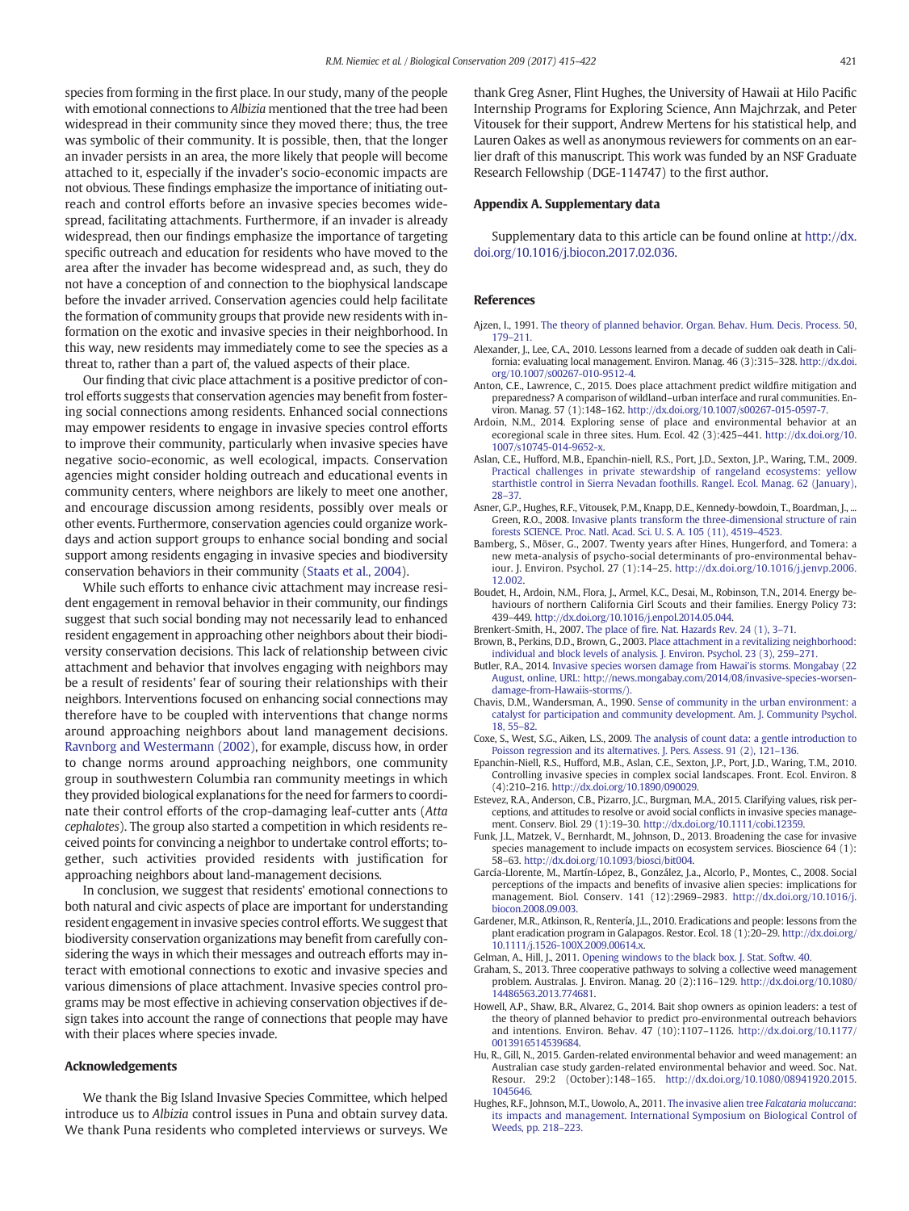species from forming in the first place. In our study, many of the people with emotional connections to *Albizia* mentioned that the tree had been widespread in their community since they moved there; thus, the tree was symbolic of their community. It is possible, then, that the longer an invader persists in an area, the more likely that people will become attached to it, especially if the invader's socio-economic impacts are not obvious. These findings emphasize the importance of initiating outreach and control efforts before an invasive species becomes widespread, facilitating attachments. Furthermore, if an invader is already widespread, then our findings emphasize the importance of targeting specific outreach and education for residents who have moved to the area after the invader has become widespread and, as such, they do not have a conception of and connection to the biophysical landscape before the invader arrived. Conservation agencies could help facilitate the formation of community groups that provide new residents with information on the exotic and invasive species in their neighborhood. In this way, new residents may immediately come to see the species as a threat to, rather than a part of, the valued aspects of their place.

Our finding that civic place attachment is a positive predictor of control efforts suggests that conservation agencies may benefit from fostering social connections among residents. Enhanced social connections may empower residents to engage in invasive species control efforts to improve their community, particularly when invasive species have negative socio-economic, as well ecological, impacts. Conservation agencies might consider holding outreach and educational events in community centers, where neighbors are likely to meet one another, and encourage discussion among residents, possibly over meals or other events. Furthermore, conservation agencies could organize workdays and action support groups to enhance social bonding and social support among residents engaging in invasive species and biodiversity conservation behaviors in their community (Staats et al., 2004).

While such efforts to enhance civic attachment may increase resident engagement in removal behavior in their community, our findings suggest that such social bonding may not necessarily lead to enhanced resident engagement in approaching other neighbors about their biodiversity conservation decisions. This lack of relationship between civic attachment and behavior that involves engaging with neighbors may be a result of residents' fear of souring their relationships with their neighbors. Interventions focused on enhancing social connections may therefore have to be coupled with interventions that change norms around approaching neighbors about land management decisions. Ravnborg and Westermann (2002), for example, discuss how, in order to change norms around approaching neighbors, one community group in southwestern Columbia ran community meetings in which they provided biological explanations for the need for farmers to coordinate their control efforts of the crop-damaging leaf-cutter ants (*Atta cephalotes*). The group also started a competition in which residents received points for convincing a neighbor to undertake control efforts; together, such activities provided residents with justification for approaching neighbors about land-management decisions.

In conclusion, we suggest that residents' emotional connections to both natural and civic aspects of place are important for understanding resident engagement in invasive species control efforts. We suggest that biodiversity conservation organizations may benefit from carefully considering the ways in which their messages and outreach efforts may interact with emotional connections to exotic and invasive species and various dimensions of place attachment. Invasive species control programs may be most effective in achieving conservation objectives if design takes into account the range of connections that people may have with their places where species invade.

## Acknowledgements

We thank the Big Island Invasive Species Committee, which helped introduce us to *Albizia* control issues in Puna and obtain survey data. We thank Puna residents who completed interviews or surveys. We thank Greg Asner, Flint Hughes, the University of Hawaii at Hilo Pacific Internship Programs for Exploring Science, Ann Majchrzak, and Peter Vitousek for their support, Andrew Mertens for his statistical help, and Lauren Oakes as well as anonymous reviewers for comments on an earlier draft of this manuscript. This work was funded by an NSF Graduate Research Fellowship (DGE-114747) to the first author.

## Appendix A. Supplementary data

Supplementary data to this article can be found online at http://dx.doi.org/10.1016/j.biocon.2017.02.036.

## References

Ajzen, I., 1991. The theory of planned behavior. Organ. Behav. Hum. Decis. Process. 50, 179–211.

Alexander, J., Lee, C.A., 2010. Lessons learned from a decade of sudden oak death in California: evaluating local management. Environ. Manag. 46 (3):315–328. http://dx.doi.org/10.1007/s00267-010-9512-4.

Anton, C.E., Lawrence, C., 2015. Does place attachment predict wildfire mitigation and preparedness? A comparison of wildland–urban interface and rural communities. Environ. Manag. 57 (1):148–162. http://dx.doi.org/10.1007/s00267-015-0597-7.

Ardoin, N.M., 2014. Exploring sense of place and environmental behavior at an ecoregional scale in three sites. Hum. Ecol. 42 (3):425–441. http://dx.doi.org/10.1007/s10745-014-9652-x.

Aslan, C.E., Hufford, M.B., Epanchin-niell, R.S., Port, J.D., Sexton, J.P., Waring, T.M., 2009. Practical challenges in private stewardship of rangeland ecosystems: yellow starthistle control in Sierra Nevadan foothills. Rangel. Ecol. Manag. 62 (January), 28–37.

Asner, G.P., Hughes, R.F., Vitousek, P.M., Knapp, D.E., Kennedy-bowdoin, T., Boardman, J., ... Green, R.O., 2008. Invasive plants transform the three-dimensional structure of rain forests SCIENCE. Proc. Natl. Acad. Sci. U. S. A. 105 (11), 4519–4523.

Bamberg, S., Möser, G., 2007. Twenty years after Hines, Hungerford, and Tomera: a new meta-analysis of psycho-social determinants of pro-environmental behaviour. J. Environ. Psychol. 27 (1):14–25. http://dx.doi.org/10.1016/j.jenvp.2006.12.002.

Boudet, H., Ardoin, N.M., Flora, J., Armel, K.C., Desai, M., Robinson, T.N., 2014. Energy behaviours of northern California Girl Scouts and their families. Energy Policy 73: 439–449. http://dx.doi.org/10.1016/j.enpol.2014.05.044.

Brenkert-Smith, H., 2007. The place of fire. Nat. Hazards Rev. 24 (1), 3–71.

Brown, B., Perkins, D.D., Brown, G., 2003. Place attachment in a revitalizing neighborhood: individual and block levels of analysis. J. Environ. Psychol. 23 (3), 259–271.

Butler, R.A., 2014. Invasive species worsen damage from Hawai'is storms. Mongabay (22 August, online, URL: http://news.mongabay.com/2014/08/invasive-species-worsen-damage-from-Hawaiis-storms/).

Chavis, D.M., Wandersman, A., 1990. Sense of community in the urban environment: a catalyst for participation and community development. Am. J. Community Psychol. 18, 55–82.

Coxe, S., West, S.G., Aiken, L.S., 2009. The analysis of count data: a gentle introduction to Poisson regression and its alternatives. J. Pers. Assess. 91 (2), 121–136.

Epanchin-Niell, R.S., Hufford, M.B., Aslan, C.E., Sexton, J.P., Port, J.D., Waring, T.M., 2010. Controlling invasive species in complex social landscapes. Front. Ecol. Environ. 8 (4):210–216. http://dx.doi.org/10.1890/090029.

Estevez, R.A., Anderson, C.B., Pizarro, J.C., Burgman, M.A., 2015. Clarifying values, risk perceptions, and attitudes to resolve or avoid social conflicts in invasive species management. Conserv. Biol. 29 (1):19–30. http://dx.doi.org/10.1111/cobi.12359.

Funk, J.L., Matzek, V., Bernhardt, M., Johnson, D., 2013. Broadening the case for invasive species management to include impacts on ecosystem services. Bioscience 64 (1): 58–63. http://dx.doi.org/10.1093/biosci/bit004.

García-Llorente, M., Martín-López, B., González, J.a., Alcorlo, P., Montes, C., 2008. Social perceptions of the impacts and benefits of invasive alien species: implications for management. Biol. Conserv. 141 (12):2969–2983. http://dx.doi.org/10.1016/j.biocon.2008.09.003.

Gardener, M.R., Atkinson, R., Rentería, J.L., 2010. Eradications and people: lessons from the plant eradication program in Galapagos. Restor. Ecol. 18 (1):20–29. http://dx.doi.org/10.1111/j.1526-100X.2009.00614.x.

Gelman, A., Hill, J., 2011. Opening windows to the black box. J. Stat. Softw. 40.

Graham, S., 2013. Three cooperative pathways to solving a collective weed management problem. Australas. J. Environ. Manag. 20 (2):116–129. http://dx.doi.org/10.1080/14486563.2013.774681.

Howell, A.P., Shaw, B.R., Alvarez, G., 2014. Bait shop owners as opinion leaders: a test of the theory of planned behavior to predict pro-environmental outreach behaviors and intentions. Environ. Behav. 47 (10):1107–1126. http://dx.doi.org/10.1177/0013916514539684.

Hu, R., Gill, N., 2015. Garden-related environmental behavior and weed management: an Australian case study garden-related environmental behavior and weed. Soc. Nat. Resour. 29:2 (October):148–165. http://dx.doi.org/10.1080/08941920.2015.1045646.

Hughes, R.F., Johnson, M.T., Uowolo, A., 2011. The invasive alien tree *Falcataria moluccana*: its impacts and management. International Symposium on Biological Control of Weeds, pp. 218–223.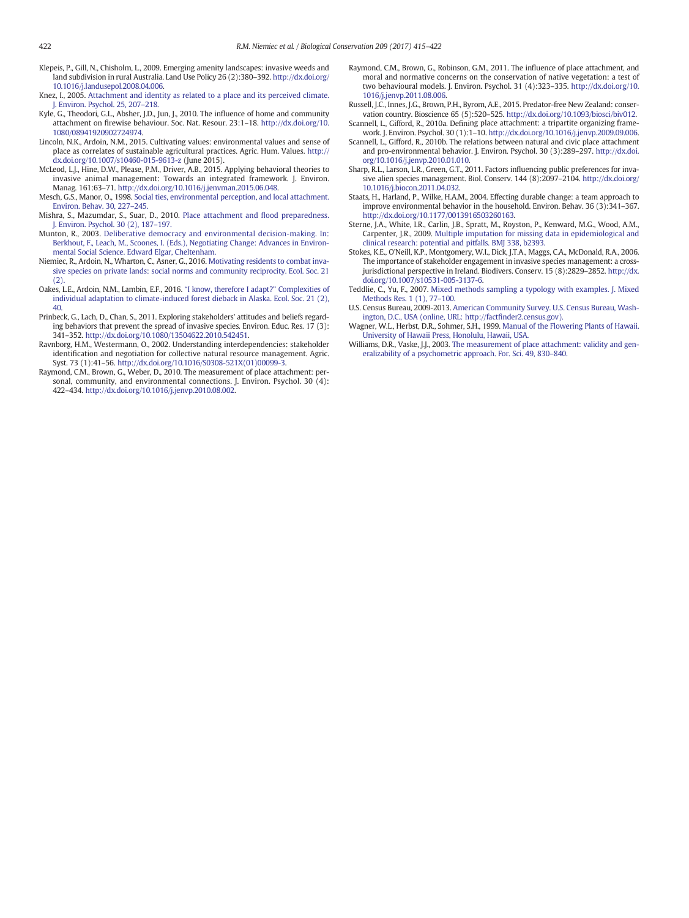Klepeis, P., Gill, N., Chisholm, L., 2009. Emerging amenity landscapes: invasive weeds and land subdivision in rural Australia. Land Use Policy 26 (2):380–392. http://dx.doi.org/10.1016/j.landusepol.2008.04.006.

Knez, I., 2005. Attachment and identity as related to a place and its perceived climate. J. Environ. Psychol. 25, 207–218.

Kyle, G., Theodori, G.L., Absher, J.D., Jun, J., 2010. The influence of home and community attachment on firewise behaviour. Soc. Nat. Resour. 23:1–18. http://dx.doi.org/10.1080/08941920902724974.

Lincoln, N.K., Ardoin, N.M., 2015. Cultivating values: environmental values and sense of place as correlates of sustainable agricultural practices. Agric. Hum. Values. http://dx.doi.org/10.1007/s10460-015-9613-z (June 2015).

McLeod, L.J., Hine, D.W., Please, P.M., Driver, A.B., 2015. Applying behavioral theories to invasive animal management: Towards an integrated framework. J. Environ. Manag. 161:63–71. http://dx.doi.org/10.1016/j.jenvman.2015.06.048.

Mesch, G.S., Manor, O., 1998. Social ties, environmental perception, and local attachment. Environ. Behav. 30, 227–245.

Mishra, S., Mazumdar, S., Suar, D., 2010. Place attachment and flood preparedness. J. Environ. Psychol. 30 (2), 187–197.

Munton, R., 2003. Deliberative democracy and environmental decision-making. In: Berkhout, F., Leach, M., Scoones, I. (Eds.), Negotiating Change: Advances in Environmental Social Science. Edward Elgar, Cheltenham.

Niemiec, R., Ardoin, N., Wharton, C., Asner, G., 2016. Motivating residents to combat invasive species on private lands: social norms and community reciprocity. Ecol. Soc. 21 (2).

Oakes, L.E., Ardoin, N.M., Lambin, E.F., 2016. "I know, therefore I adapt?" Complexities of individual adaptation to climate-induced forest dieback in Alaska. Ecol. Soc. 21 (2), 40.

Prinbeck, G., Lach, D., Chan, S., 2011. Exploring stakeholders' attitudes and beliefs regarding behaviors that prevent the spread of invasive species. Environ. Educ. Res. 17 (3): 341–352. http://dx.doi.org/10.1080/13504622.2010.542451.

Ravnborg, H.M., Westermann, O., 2002. Understanding interdependencies: stakeholder identification and negotiation for collective natural resource management. Agric. Syst. 73 (1):41–56. http://dx.doi.org/10.1016/S0308-521X(01)00099-3.

Raymond, C.M., Brown, G., Weber, D., 2010. The measurement of place attachment: personal, community, and environmental connections. J. Environ. Psychol. 30 (4): 422–434. http://dx.doi.org/10.1016/j.jenvp.2010.08.002.

Raymond, C.M., Brown, G., Robinson, G.M., 2011. The influence of place attachment, and moral and normative concerns on the conservation of native vegetation: a test of two behavioural models. J. Environ. Psychol. 31 (4):323–335. http://dx.doi.org/10.1016/j.jenvp.2011.08.006.

Russell, J.C., Innes, J.G., Brown, P.H., Byrom, A.E., 2015. Predator-free New Zealand: conservation country. Bioscience 65 (5):520–525. http://dx.doi.org/10.1093/biosci/biv012.

Scannell, L., Gifford, R., 2010a. Defining place attachment: a tripartite organizing framework. J. Environ. Psychol. 30 (1):1–10. http://dx.doi.org/10.1016/j.jenvp.2009.09.006.

Scannell, L., Gifford, R., 2010b. The relations between natural and civic place attachment and pro-environmental behavior. J. Environ. Psychol. 30 (3):289–297. http://dx.doi.org/10.1016/j.jenvp.2010.01.010.

Sharp, R.L., Larson, L.R., Green, G.T., 2011. Factors influencing public preferences for invasive alien species management. Biol. Conserv. 144 (8):2097–2104. http://dx.doi.org/10.1016/j.biocon.2011.04.032.

Staats, H., Harland, P., Wilke, H.A.M., 2004. Effecting durable change: a team approach to improve environmental behavior in the household. Environ. Behav. 36 (3):341–367. http://dx.doi.org/10.1177/0013916503260163.

Sterne, J.A., White, I.R., Carlin, J.B., Spratt, M., Royston, P., Kenward, M.G., Wood, A.M., Carpenter, J.R., 2009. Multiple imputation for missing data in epidemiological and clinical research: potential and pitfalls. BMJ 338, b2393.

Stokes, K.E., O'Neill, K.P., Montgomery, W.I., Dick, J.T.A., Maggs, C.A., McDonald, R.A., 2006. The importance of stakeholder engagement in invasive species management: a cross-jurisdictional perspective in Ireland. Biodivers. Conserv. 15 (8):2829–2852. http://dx.doi.org/10.1007/s10531-005-3137-6.

Teddlie, C., Yu, F., 2007. Mixed methods sampling a typology with examples. J. Mixed Methods Res. 1 (1), 77–100.

U.S. Census Bureau, 2009-2013. American Community Survey. U.S. Census Bureau, Washington, D.C., USA (online, URL: http://factfinder2.census.gov).

Wagner, W.L., Herbst, D.R., Sohmer, S.H., 1999. Manual of the Flowering Plants of Hawaii. University of Hawaii Press, Honolulu, Hawaii, USA.

Williams, D.R., Vaske, J.J., 2003. The measurement of place attachment: validity and generalizability of a psychometric approach. For. Sci. 49, 830–840.